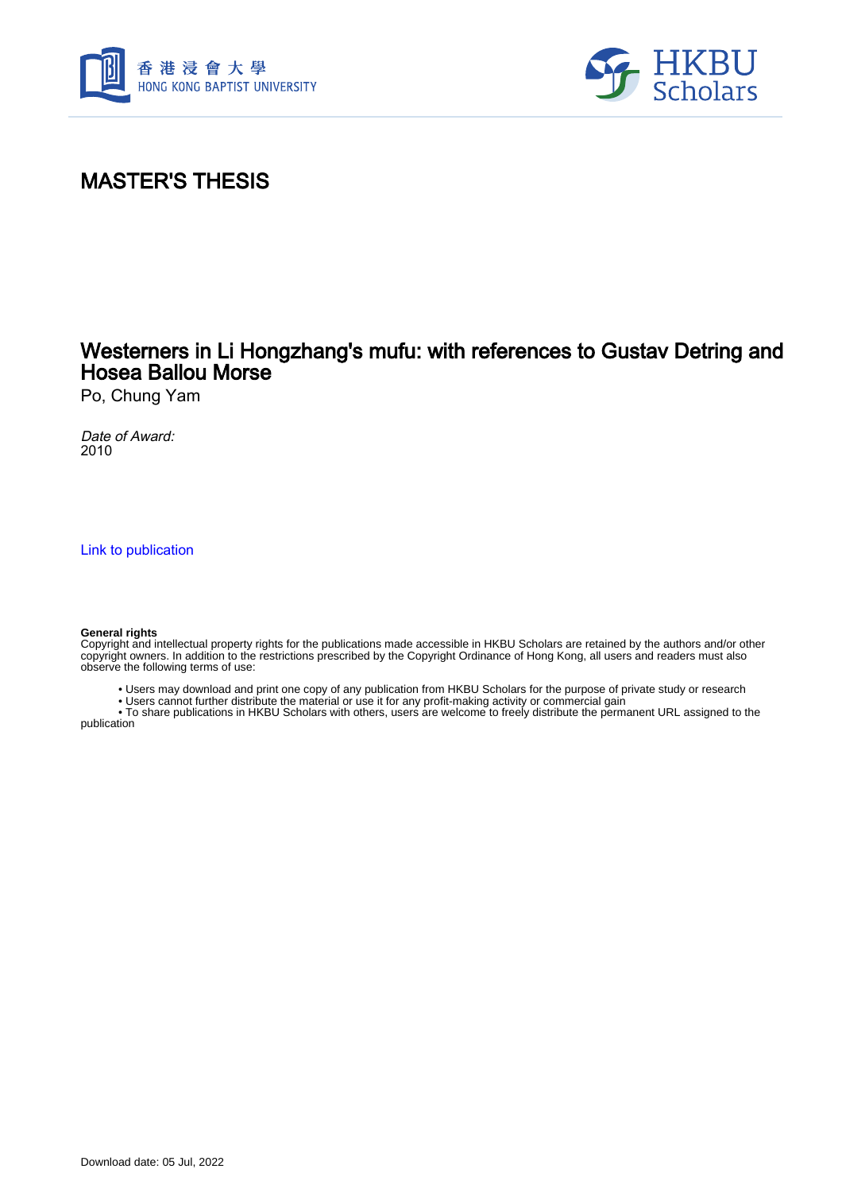MASTER'S THESIS

# Westerners in Li Hongzhang's mufu: with references to Gustav Detring and Hosea Ballou Morse

Po, Chung Yam

*Date of Award:*
2010

Link to publication

**General rights**
Copyright and intellectual property rights for the publications made accessible in HKBU Scholars are retained by the authors and/or other copyright owners. In addition to the restrictions prescribed by the Copyright Ordinance of Hong Kong, all users and readers must also observe the following terms of use:

- Users may download and print one copy of any publication from HKBU Scholars for the purpose of private study or research
- Users cannot further distribute the material or use it for any profit-making activity or commercial gain
- To share publications in HKBU Scholars with others, users are welcome to freely distribute the permanent URL assigned to the publication

Download date: 05 Jul, 2022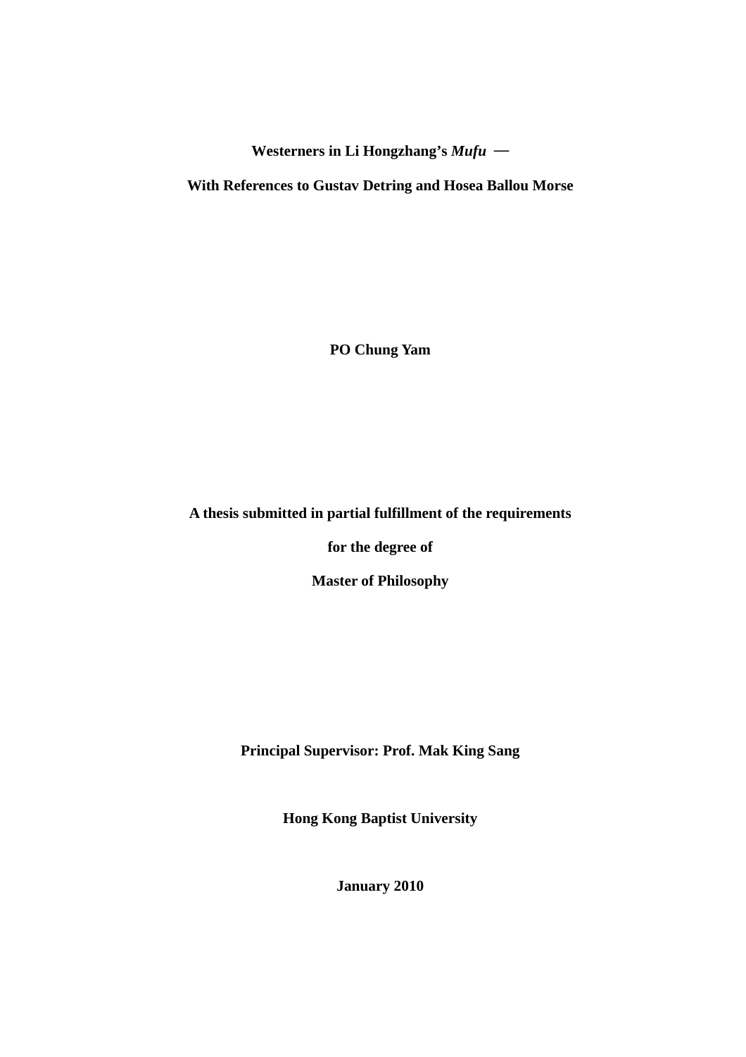**Westerners in Li Hongzhang's *Mufu* —**

**With References to Gustav Detring and Hosea Ballou Morse**

**PO Chung Yam**

**A thesis submitted in partial fulfillment of the requirements**

**for the degree of**

**Master of Philosophy**

**Principal Supervisor: Prof. Mak King Sang**

**Hong Kong Baptist University**

**January 2010**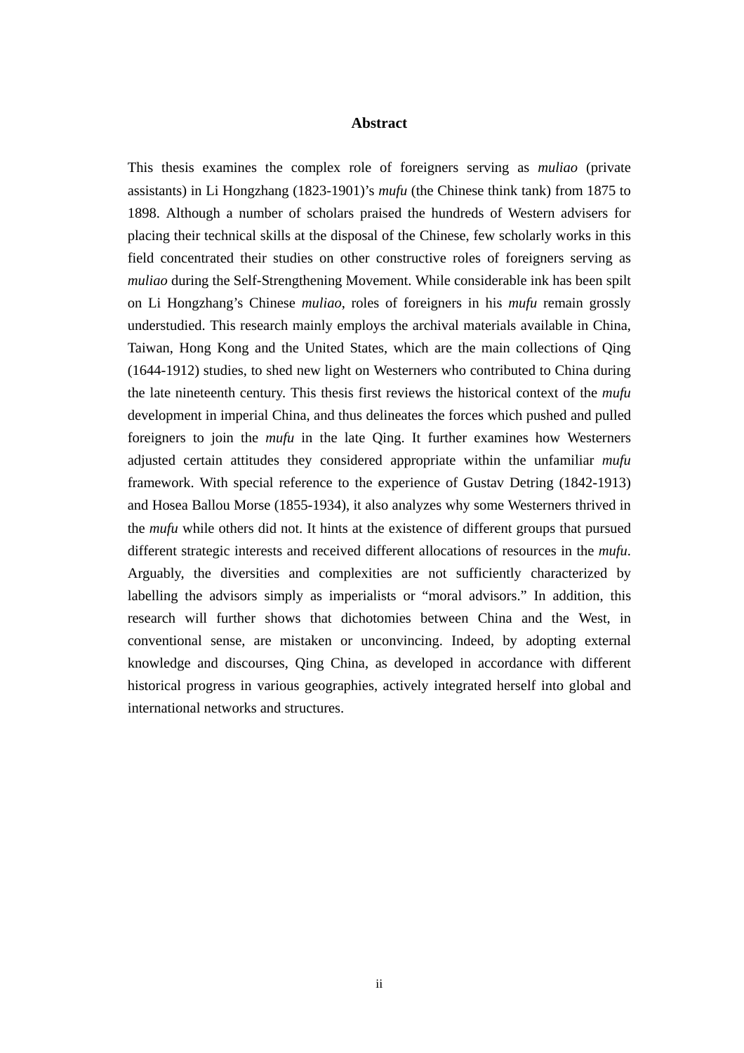# Abstract

This thesis examines the complex role of foreigners serving as *muliao* (private assistants) in Li Hongzhang (1823-1901)'s *mufu* (the Chinese think tank) from 1875 to 1898. Although a number of scholars praised the hundreds of Western advisers for placing their technical skills at the disposal of the Chinese, few scholarly works in this field concentrated their studies on other constructive roles of foreigners serving as *muliao* during the Self-Strengthening Movement. While considerable ink has been spilt on Li Hongzhang's Chinese *muliao*, roles of foreigners in his *mufu* remain grossly understudied. This research mainly employs the archival materials available in China, Taiwan, Hong Kong and the United States, which are the main collections of Qing (1644-1912) studies, to shed new light on Westerners who contributed to China during the late nineteenth century. This thesis first reviews the historical context of the *mufu* development in imperial China, and thus delineates the forces which pushed and pulled foreigners to join the *mufu* in the late Qing. It further examines how Westerners adjusted certain attitudes they considered appropriate within the unfamiliar *mufu* framework. With special reference to the experience of Gustav Detring (1842-1913) and Hosea Ballou Morse (1855-1934), it also analyzes why some Westerners thrived in the *mufu* while others did not. It hints at the existence of different groups that pursued different strategic interests and received different allocations of resources in the *mufu*. Arguably, the diversities and complexities are not sufficiently characterized by labelling the advisors simply as imperialists or "moral advisors." In addition, this research will further shows that dichotomies between China and the West, in conventional sense, are mistaken or unconvincing. Indeed, by adopting external knowledge and discourses, Qing China, as developed in accordance with different historical progress in various geographies, actively integrated herself into global and international networks and structures.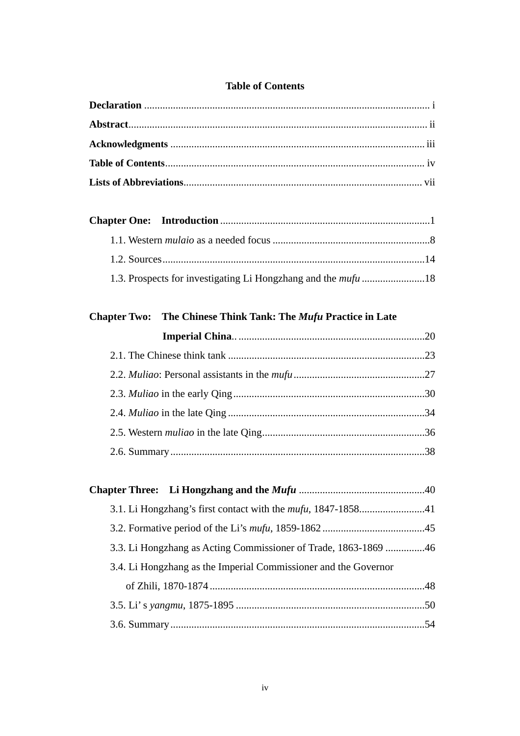# Table of Contents

**Declaration** ........................................................................................................ i

**Abstract**............................................................................................................. ii

**Acknowledgments** ............................................................................................. iii

**Table of Contents**.............................................................................................. iv

**Lists of Abbreviations**....................................................................................... vii

**Chapter One: Introduction** ............................................................................1

1.1. Western *mulaio* as a needed focus ...........................................................8

1.2. Sources...................................................................................................14

1.3. Prospects for investigating Li Hongzhang and the *mufu* ........................18

**Chapter Two: The Chinese Think Tank: The *Mufu* Practice in Late Imperial China**.. ......................................................................20

2.1. The Chinese think tank ..........................................................................23

2.2. *Muliao*: Personal assistants in the *mufu* .................................................27

2.3. *Muliao* in the early Qing........................................................................30

2.4. *Muliao* in the late Qing ..........................................................................34

2.5. Western *muliao* in the late Qing.............................................................36

2.6. Summary................................................................................................38

**Chapter Three: Li Hongzhang and the *Mufu*** ...............................................40

3.1. Li Hongzhang's first contact with the *mufu*, 1847-1858.........................41

3.2. Formative period of the Li's *mufu*, 1859-1862 .......................................45

3.3. Li Hongzhang as Acting Commissioner of Trade, 1863-1869 ...............46

3.4. Li Hongzhang as the Imperial Commissioner and the Governor of Zhili, 1870-1874 .................................................................................48

3.5. Li' s *yangmu*, 1875-1895 .......................................................................50

3.6. Summary................................................................................................54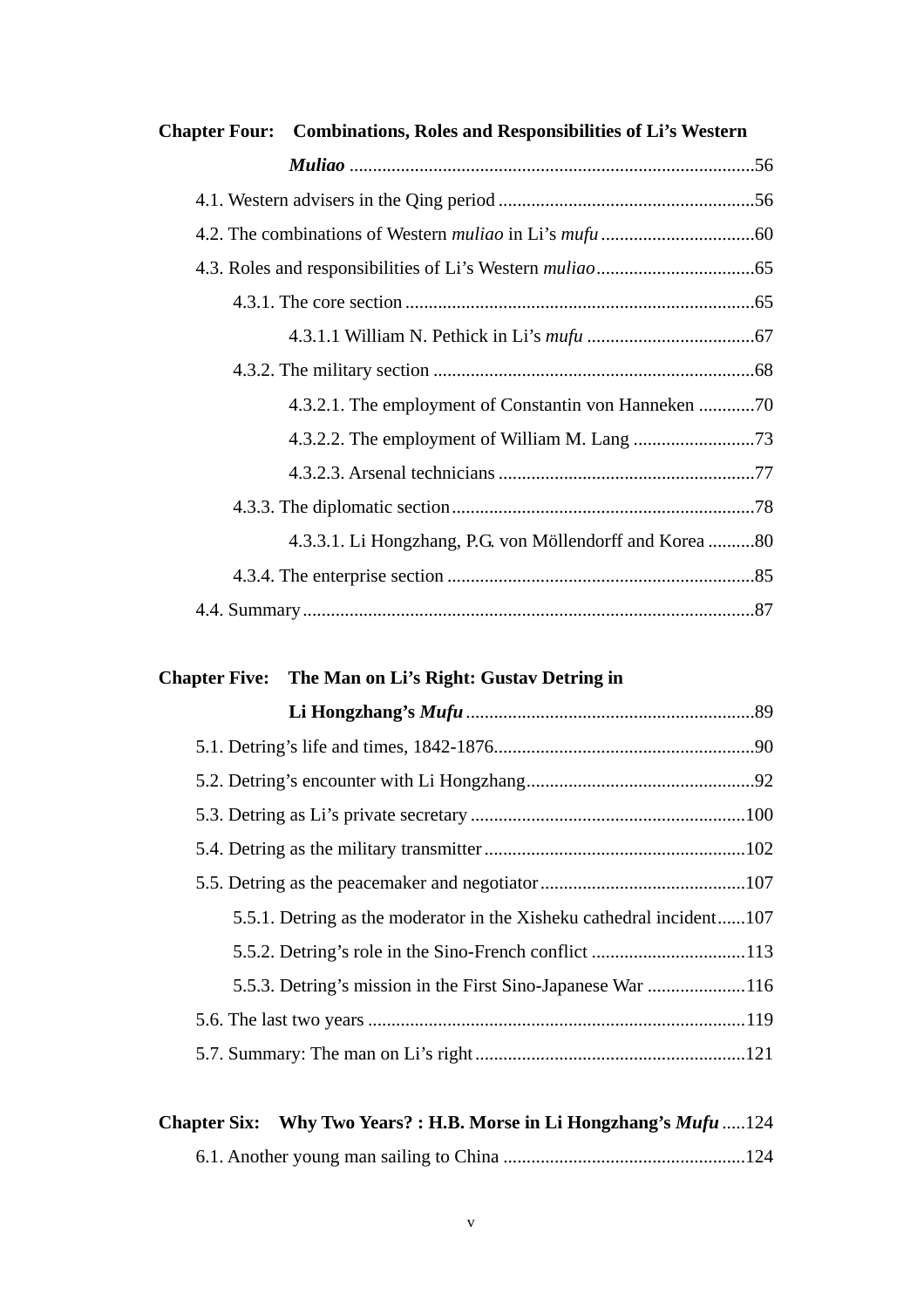**Chapter Four: Combinations, Roles and Responsibilities of Li's Western *Muliao*** ....................56

4.1. Western advisers in the Qing period ....................56

4.2. The combinations of Western *muliao* in Li's *mufu* ....................60

4.3. Roles and responsibilities of Li's Western *muliao* ....................65

4.3.1. The core section ....................65

4.3.1.1 William N. Pethick in Li's *mufu* ....................67

4.3.2. The military section ....................68

4.3.2.1. The employment of Constantin von Hanneken ....................70

4.3.2.2. The employment of William M. Lang ....................73

4.3.2.3. Arsenal technicians ....................77

4.3.3. The diplomatic section ....................78

4.3.3.1. Li Hongzhang, P.G. von Möllendorff and Korea ....................80

4.3.4. The enterprise section ....................85

4.4. Summary ....................87

**Chapter Five: The Man on Li's Right: Gustav Detring in Li Hongzhang's *Mufu*** ....................89

5.1. Detring's life and times, 1842-1876....................90

5.2. Detring's encounter with Li Hongzhang....................92

5.3. Detring as Li's private secretary ....................100

5.4. Detring as the military transmitter....................102

5.5. Detring as the peacemaker and negotiator....................107

5.5.1. Detring as the moderator in the Xisheku cathedral incident....................107

5.5.2. Detring's role in the Sino-French conflict ....................113

5.5.3. Detring's mission in the First Sino-Japanese War ....................116

5.6. The last two years ....................119

5.7. Summary: The man on Li's right....................121

**Chapter Six: Why Two Years? : H.B. Morse in Li Hongzhang's *Mufu*** ....................124

6.1. Another young man sailing to China ....................124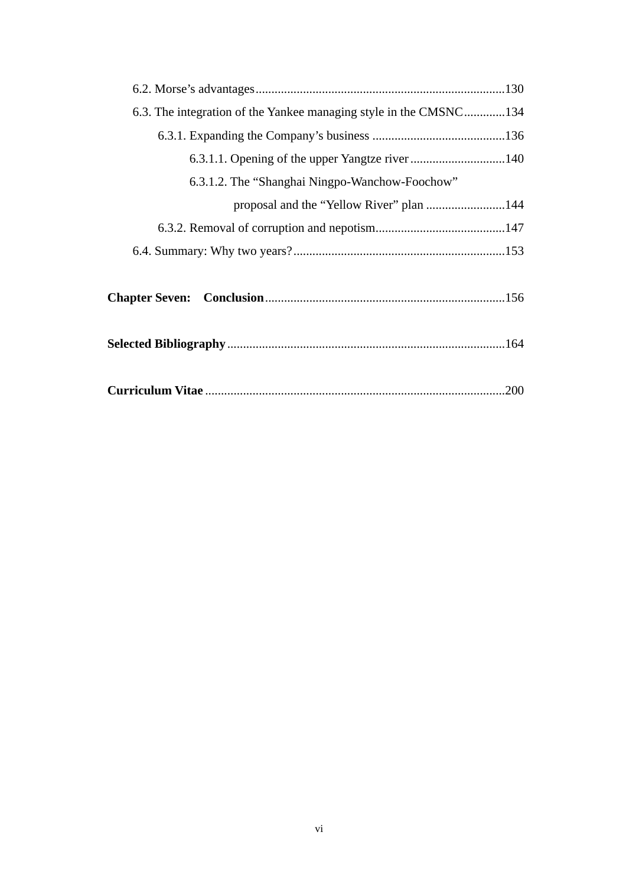- 6.2. Morse's advantages....130
- 6.3. The integration of the Yankee managing style in the CMSNC....134
  - 6.3.1. Expanding the Company's business....136
    - 6.3.1.1. Opening of the upper Yangtze river....140
    - 6.3.1.2. The "Shanghai Ningpo-Wanchow-Foochow" proposal and the "Yellow River" plan....144
  - 6.3.2. Removal of corruption and nepotism....147
- 6.4. Summary: Why two years?....153

**Chapter Seven: Conclusion**....156

**Selected Bibliography**....164

**Curriculum Vitae**....200